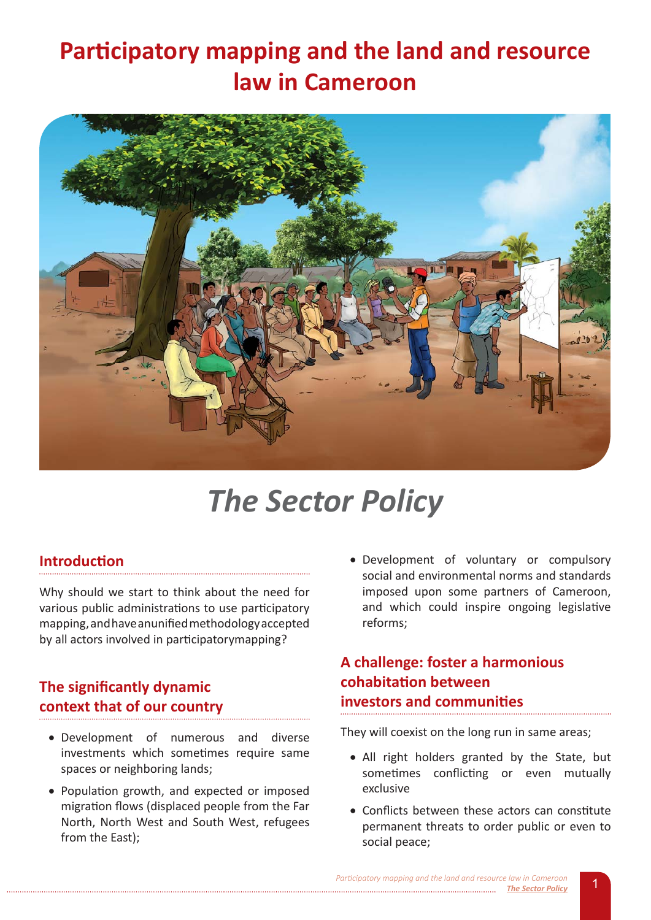# Participatory mapping and the land and resource law in Cameroon

## The Sector Policy

### Introduction

Why should we start to think about the need for various public administrations to use participatory mapping, and have an unified methodology accepted by all actors involved in participatorymapping?

### The significantly dynamic context that of our country

- Development of numerous and diverse investments which sometimes require same spaces or neighboring lands;
- Population growth, and expected or imposed migration flows (displaced people from the Far North, North West and South West, refugees from the East);
- Development of voluntary or compulsory social and environmental norms and standards imposed upon some partners of Cameroon, and which could inspire ongoing legislative reforms;

### A challenge: foster a harmonious cohabitation between investors and communities

They will coexist on the long run in same areas;

- All right holders granted by the State, but sometimes conflicting or even mutually exclusive
- Conflicts between these actors can constitute permanent threats to order public or even to social peace;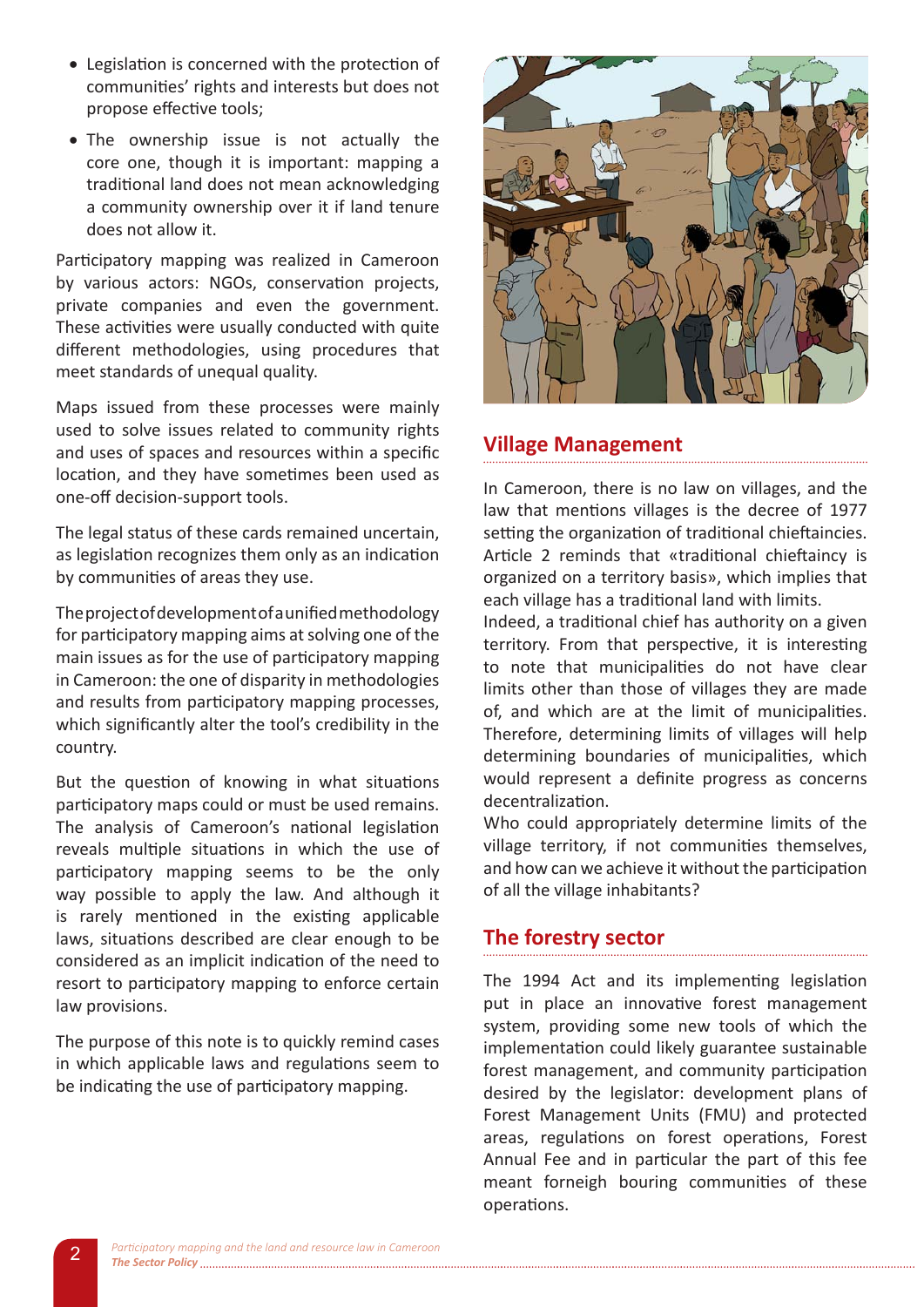- Legislation is concerned with the protection of communities' rights and interests but does not propose effective tools;
- The ownership issue is not actually the core one, though it is important: mapping a traditional land does not mean acknowledging a community ownership over it if land tenure does not allow it.

Participatory mapping was realized in Cameroon by various actors: NGOs, conservation projects, private companies and even the government. These activities were usually conducted with quite different methodologies, using procedures that meet standards of unequal quality.

Maps issued from these processes were mainly used to solve issues related to community rights and uses of spaces and resources within a specific location, and they have sometimes been used as one-off decision-support tools.

The legal status of these cards remained uncertain, as legislation recognizes them only as an indication by communities of areas they use.

The project of development of a unified methodology for participatory mapping aims at solving one of the main issues as for the use of participatory mapping in Cameroon: the one of disparity in methodologies and results from participatory mapping processes, which significantly alter the tool's credibility in the country.

But the question of knowing in what situations participatory maps could or must be used remains. The analysis of Cameroon's national legislation reveals multiple situations in which the use of participatory mapping seems to be the only way possible to apply the law. And although it is rarely mentioned in the existing applicable laws, situations described are clear enough to be considered as an implicit indication of the need to resort to participatory mapping to enforce certain law provisions.

The purpose of this note is to quickly remind cases in which applicable laws and regulations seem to be indicating the use of participatory mapping.

## Village Management

In Cameroon, there is no law on villages, and the law that mentions villages is the decree of 1977 setting the organization of traditional chieftaincies. Article 2 reminds that «traditional chieftaincy is organized on a territory basis», which implies that each village has a traditional land with limits.
Indeed, a traditional chief has authority on a given territory. From that perspective, it is interesting to note that municipalities do not have clear limits other than those of villages they are made of, and which are at the limit of municipalities. Therefore, determining limits of villages will help determining boundaries of municipalities, which would represent a definite progress as concerns decentralization.
Who could appropriately determine limits of the village territory, if not communities themselves, and how can we achieve it without the participation of all the village inhabitants?

## The forestry sector

The 1994 Act and its implementing legislation put in place an innovative forest management system, providing some new tools of which the implementation could likely guarantee sustainable forest management, and community participation desired by the legislator: development plans of Forest Management Units (FMU) and protected areas, regulations on forest operations, Forest Annual Fee and in particular the part of this fee meant forneigh bouring communities of these operations.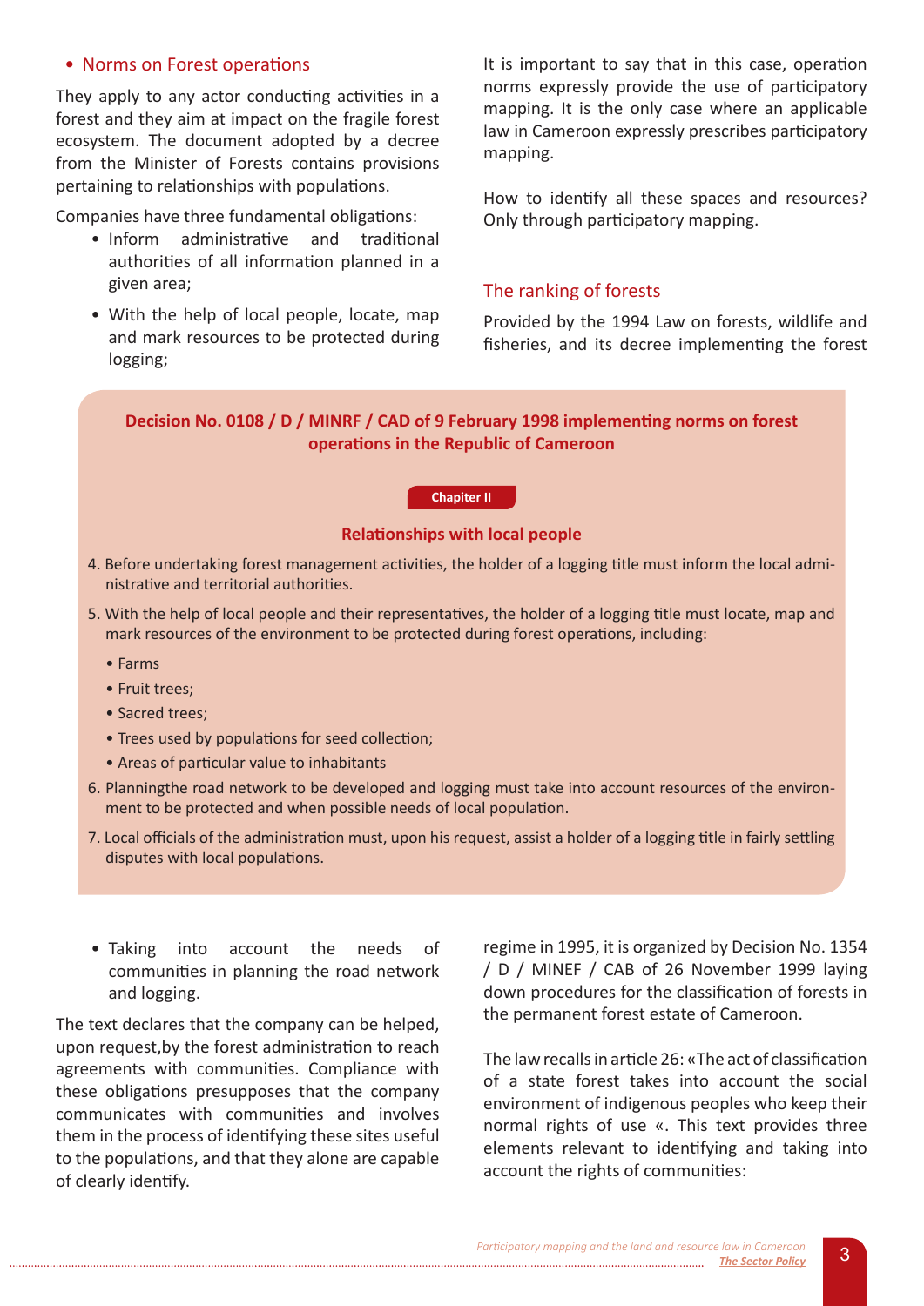- Norms on Forest operations

They apply to any actor conducting activities in a forest and they aim at impact on the fragile forest ecosystem. The document adopted by a decree from the Minister of Forests contains provisions pertaining to relationships with populations.

Companies have three fundamental obligations:

- Inform administrative and traditional authorities of all information planned in a given area;
- With the help of local people, locate, map and mark resources to be protected during logging;

**Decision No. 0108 / D / MINRF / CAD of 9 February 1998 implementing norms on forest operations in the Republic of Cameroon**

**Chapiter II**

**Relationships with local people**

4. Before undertaking forest management activities, the holder of a logging title must inform the local administrative and territorial authorities.
5. With the help of local people and their representatives, the holder of a logging title must locate, map and mark resources of the environment to be protected during forest operations, including:
   - Farms
   - Fruit trees;
   - Sacred trees;
   - Trees used by populations for seed collection;
   - Areas of particular value to inhabitants
6. Planningthe road network to be developed and logging must take into account resources of the environment to be protected and when possible needs of local population.
7. Local officials of the administration must, upon his request, assist a holder of a logging title in fairly settling disputes with local populations.

- Taking into account the needs of communities in planning the road network and logging.

The text declares that the company can be helped, upon request,by the forest administration to reach agreements with communities. Compliance with these obligations presupposes that the company communicates with communities and involves them in the process of identifying these sites useful to the populations, and that they alone are capable of clearly identify.

It is important to say that in this case, operation norms expressly provide the use of participatory mapping. It is the only case where an applicable law in Cameroon expressly prescribes participatory mapping.

How to identify all these spaces and resources? Only through participatory mapping.

## The ranking of forests

Provided by the 1994 Law on forests, wildlife and fisheries, and its decree implementing the forest regime in 1995, it is organized by Decision No. 1354 / D / MINEF / CAB of 26 November 1999 laying down procedures for the classification of forests in the permanent forest estate of Cameroon.

The law recalls in article 26: «The act of classification of a state forest takes into account the social environment of indigenous peoples who keep their normal rights of use «. This text provides three elements relevant to identifying and taking into account the rights of communities: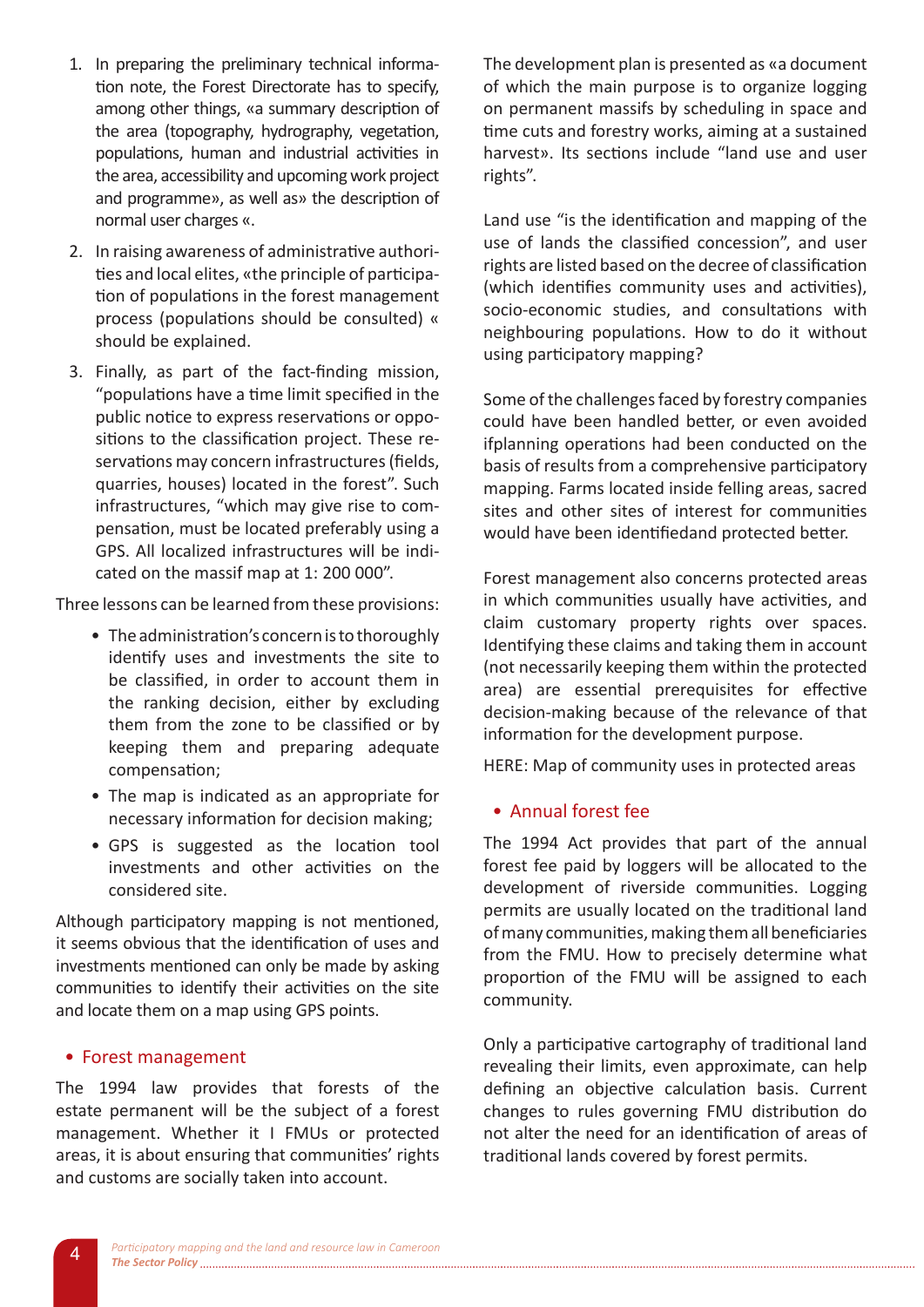1. In preparing the preliminary technical information note, the Forest Directorate has to specify, among other things, «a summary description of the area (topography, hydrography, vegetation, populations, human and industrial activities in the area, accessibility and upcoming work project and programme», as well as» the description of normal user charges «.
2. In raising awareness of administrative authorities and local elites, «the principle of participation of populations in the forest management process (populations should be consulted) « should be explained.
3. Finally, as part of the fact-finding mission, "populations have a time limit specified in the public notice to express reservations or oppositions to the classification project. These reservations may concern infrastructures (fields, quarries, houses) located in the forest". Such infrastructures, "which may give rise to compensation, must be located preferably using a GPS. All localized infrastructures will be indicated on the massif map at 1: 200 000".

Three lessons can be learned from these provisions:

- The administration's concern is to thoroughly identify uses and investments the site to be classified, in order to account them in the ranking decision, either by excluding them from the zone to be classified or by keeping them and preparing adequate compensation;
- The map is indicated as an appropriate for necessary information for decision making;
- GPS is suggested as the location tool investments and other activities on the considered site.

Although participatory mapping is not mentioned, it seems obvious that the identification of uses and investments mentioned can only be made by asking communities to identify their activities on the site and locate them on a map using GPS points.

- Forest management

The 1994 law provides that forests of the estate permanent will be the subject of a forest management. Whether it I FMUs or protected areas, it is about ensuring that communities' rights and customs are socially taken into account.

The development plan is presented as «a document of which the main purpose is to organize logging on permanent massifs by scheduling in space and time cuts and forestry works, aiming at a sustained harvest». Its sections include "land use and user rights".

Land use "is the identification and mapping of the use of lands the classified concession", and user rights are listed based on the decree of classification (which identifies community uses and activities), socio-economic studies, and consultations with neighbouring populations. How to do it without using participatory mapping?

Some of the challenges faced by forestry companies could have been handled better, or even avoided ifplanning operations had been conducted on the basis of results from a comprehensive participatory mapping. Farms located inside felling areas, sacred sites and other sites of interest for communities would have been identifiedand protected better.

Forest management also concerns protected areas in which communities usually have activities, and claim customary property rights over spaces. Identifying these claims and taking them in account (not necessarily keeping them within the protected area) are essential prerequisites for effective decision-making because of the relevance of that information for the development purpose.

HERE: Map of community uses in protected areas

- Annual forest fee

The 1994 Act provides that part of the annual forest fee paid by loggers will be allocated to the development of riverside communities. Logging permits are usually located on the traditional land of many communities, making them all beneficiaries from the FMU. How to precisely determine what proportion of the FMU will be assigned to each community.

Only a participative cartography of traditional land revealing their limits, even approximate, can help defining an objective calculation basis. Current changes to rules governing FMU distribution do not alter the need for an identification of areas of traditional lands covered by forest permits.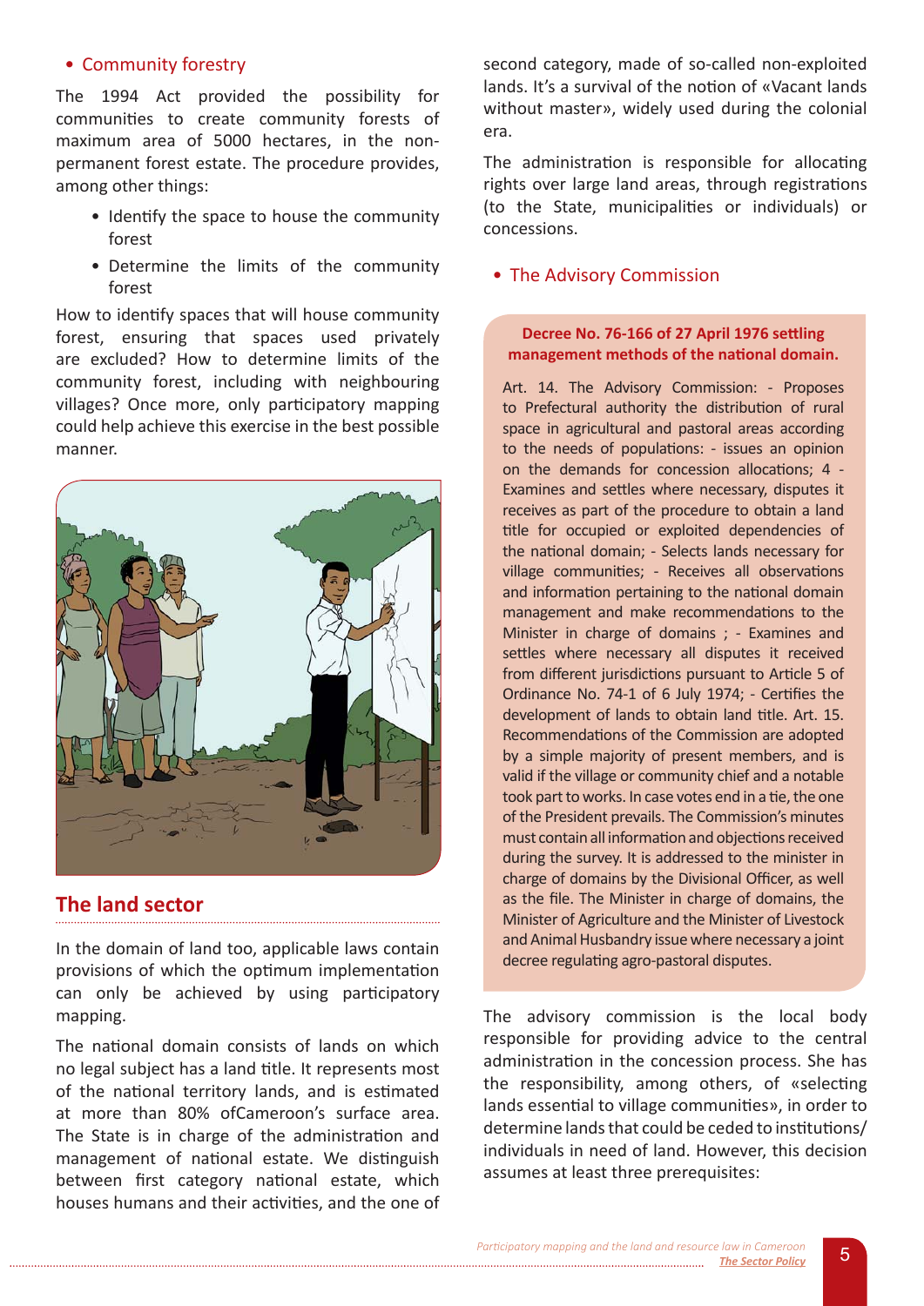- Community forestry

The 1994 Act provided the possibility for communities to create community forests of maximum area of 5000 hectares, in the non-permanent forest estate. The procedure provides, among other things:

- Identify the space to house the community forest
- Determine the limits of the community forest

How to identify spaces that will house community forest, ensuring that spaces used privately are excluded? How to determine limits of the community forest, including with neighbouring villages? Once more, only participatory mapping could help achieve this exercise in the best possible manner.

## The land sector

In the domain of land too, applicable laws contain provisions of which the optimum implementation can only be achieved by using participatory mapping.

The national domain consists of lands on which no legal subject has a land title. It represents most of the national territory lands, and is estimated at more than 80% ofCameroon's surface area. The State is in charge of the administration and management of national estate. We distinguish between first category national estate, which houses humans and their activities, and the one of second category, made of so-called non-exploited lands. It's a survival of the notion of «Vacant lands without master», widely used during the colonial era.

The administration is responsible for allocating rights over large land areas, through registrations (to the State, municipalities or individuals) or concessions.

- The Advisory Commission

**Decree No. 76-166 of 27 April 1976 settling management methods of the national domain.**

Art. 14. The Advisory Commission: - Proposes to Prefectural authority the distribution of rural space in agricultural and pastoral areas according to the needs of populations: - issues an opinion on the demands for concession allocations; 4 - Examines and settles where necessary, disputes it receives as part of the procedure to obtain a land title for occupied or exploited dependencies of the national domain; - Selects lands necessary for village communities; - Receives all observations and information pertaining to the national domain management and make recommendations to the Minister in charge of domains ; - Examines and settles where necessary all disputes it received from different jurisdictions pursuant to Article 5 of Ordinance No. 74-1 of 6 July 1974; - Certifies the development of lands to obtain land title. Art. 15. Recommendations of the Commission are adopted by a simple majority of present members, and is valid if the village or community chief and a notable took part to works. In case votes end in a tie, the one of the President prevails. The Commission's minutes must contain all information and objections received during the survey. It is addressed to the minister in charge of domains by the Divisional Officer, as well as the file. The Minister in charge of domains, the Minister of Agriculture and the Minister of Livestock and Animal Husbandry issue where necessary a joint decree regulating agro-pastoral disputes.

The advisory commission is the local body responsible for providing advice to the central administration in the concession process. She has the responsibility, among others, of «selecting lands essential to village communities», in order to determine lands that could be ceded to institutions/individuals in need of land. However, this decision assumes at least three prerequisites: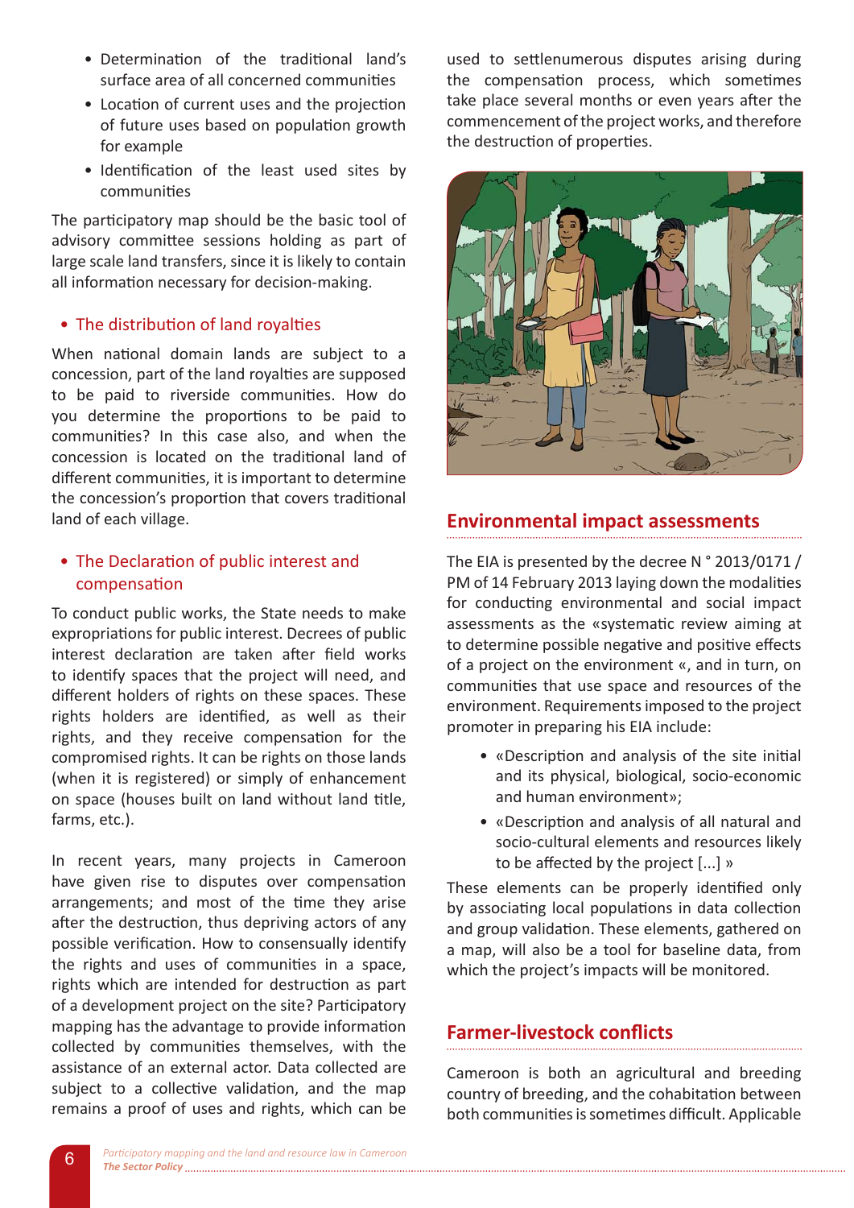- Determination of the traditional land's surface area of all concerned communities
- Location of current uses and the projection of future uses based on population growth for example
- Identification of the least used sites by communities

The participatory map should be the basic tool of advisory committee sessions holding as part of large scale land transfers, since it is likely to contain all information necessary for decision-making.

- The distribution of land royalties

When national domain lands are subject to a concession, part of the land royalties are supposed to be paid to riverside communities. How do you determine the proportions to be paid to communities? In this case also, and when the concession is located on the traditional land of different communities, it is important to determine the concession's proportion that covers traditional land of each village.

- The Declaration of public interest and compensation

To conduct public works, the State needs to make expropriations for public interest. Decrees of public interest declaration are taken after field works to identify spaces that the project will need, and different holders of rights on these spaces. These rights holders are identified, as well as their rights, and they receive compensation for the compromised rights. It can be rights on those lands (when it is registered) or simply of enhancement on space (houses built on land without land title, farms, etc.).

In recent years, many projects in Cameroon have given rise to disputes over compensation arrangements; and most of the time they arise after the destruction, thus depriving actors of any possible verification. How to consensually identify the rights and uses of communities in a space, rights which are intended for destruction as part of a development project on the site? Participatory mapping has the advantage to provide information collected by communities themselves, with the assistance of an external actor. Data collected are subject to a collective validation, and the map remains a proof of uses and rights, which can be used to settlenumerous disputes arising during the compensation process, which sometimes take place several months or even years after the commencement of the project works, and therefore the destruction of properties.

## Environmental impact assessments

The EIA is presented by the decree N ° 2013/0171 / PM of 14 February 2013 laying down the modalities for conducting environmental and social impact assessments as the «systematic review aiming at to determine possible negative and positive effects of a project on the environment «, and in turn, on communities that use space and resources of the environment. Requirements imposed to the project promoter in preparing his EIA include:

- «Description and analysis of the site initial and its physical, biological, socio-economic and human environment»;
- «Description and analysis of all natural and socio-cultural elements and resources likely to be affected by the project [...] »

These elements can be properly identified only by associating local populations in data collection and group validation. These elements, gathered on a map, will also be a tool for baseline data, from which the project's impacts will be monitored.

## Farmer-livestock conflicts

Cameroon is both an agricultural and breeding country of breeding, and the cohabitation between both communities is sometimes difficult. Applicable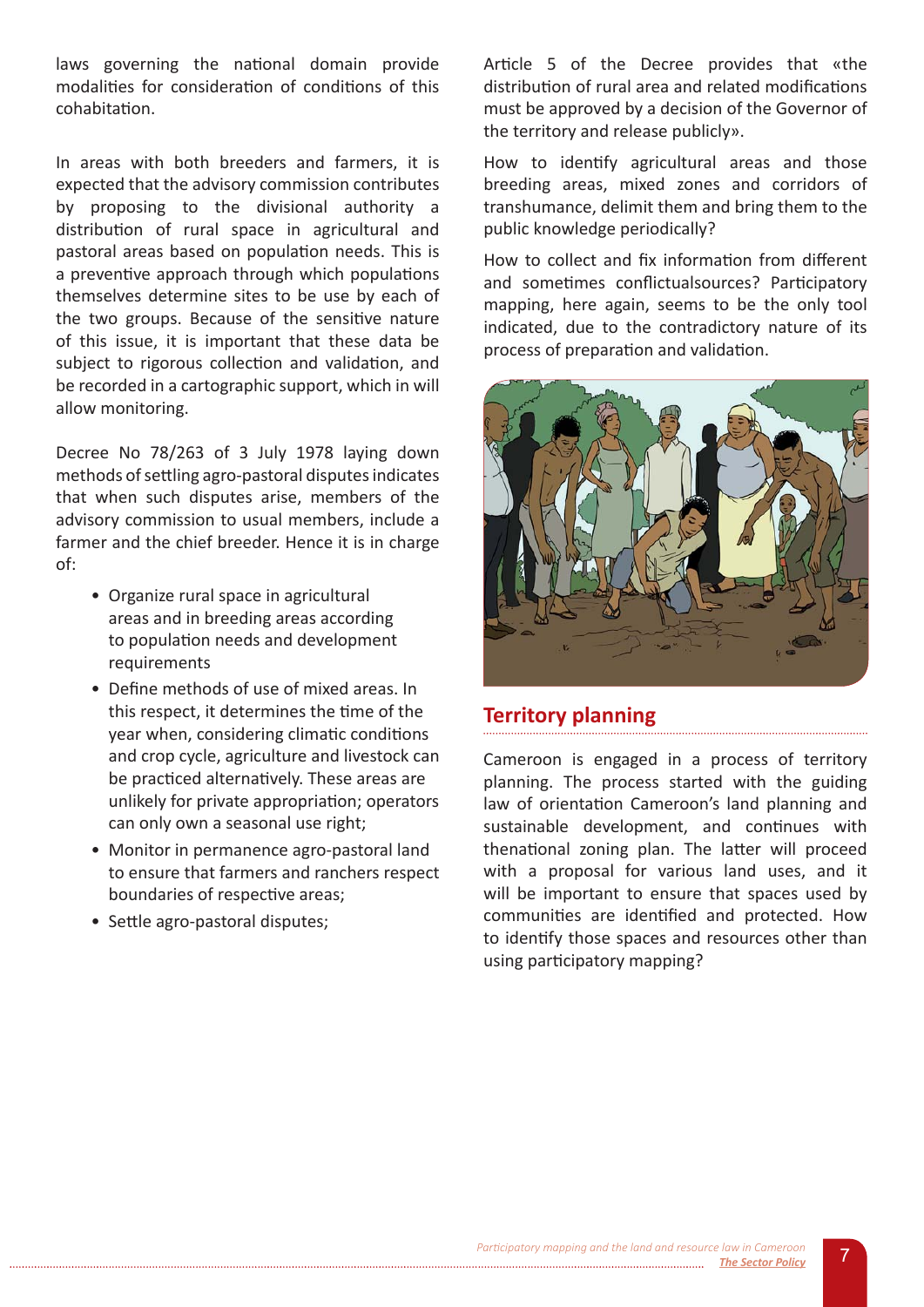laws governing the national domain provide modalities for consideration of conditions of this cohabitation.

In areas with both breeders and farmers, it is expected that the advisory commission contributes by proposing to the divisional authority a distribution of rural space in agricultural and pastoral areas based on population needs. This is a preventive approach through which populations themselves determine sites to be use by each of the two groups. Because of the sensitive nature of this issue, it is important that these data be subject to rigorous collection and validation, and be recorded in a cartographic support, which in will allow monitoring.

Decree No 78/263 of 3 July 1978 laying down methods of settling agro-pastoral disputes indicates that when such disputes arise, members of the advisory commission to usual members, include a farmer and the chief breeder. Hence it is in charge of:

- Organize rural space in agricultural areas and in breeding areas according to population needs and development requirements
- Define methods of use of mixed areas. In this respect, it determines the time of the year when, considering climatic conditions and crop cycle, agriculture and livestock can be practiced alternatively. These areas are unlikely for private appropriation; operators can only own a seasonal use right;
- Monitor in permanence agro-pastoral land to ensure that farmers and ranchers respect boundaries of respective areas;
- Settle agro-pastoral disputes;

Article 5 of the Decree provides that «the distribution of rural area and related modifications must be approved by a decision of the Governor of the territory and release publicly».

How to identify agricultural areas and those breeding areas, mixed zones and corridors of transhumance, delimit them and bring them to the public knowledge periodically?

How to collect and fix information from different and sometimes conflictualsources? Participatory mapping, here again, seems to be the only tool indicated, due to the contradictory nature of its process of preparation and validation.

## Territory planning

Cameroon is engaged in a process of territory planning. The process started with the guiding law of orientation Cameroon's land planning and sustainable development, and continues with thenational zoning plan. The latter will proceed with a proposal for various land uses, and it will be important to ensure that spaces used by communities are identified and protected. How to identify those spaces and resources other than using participatory mapping?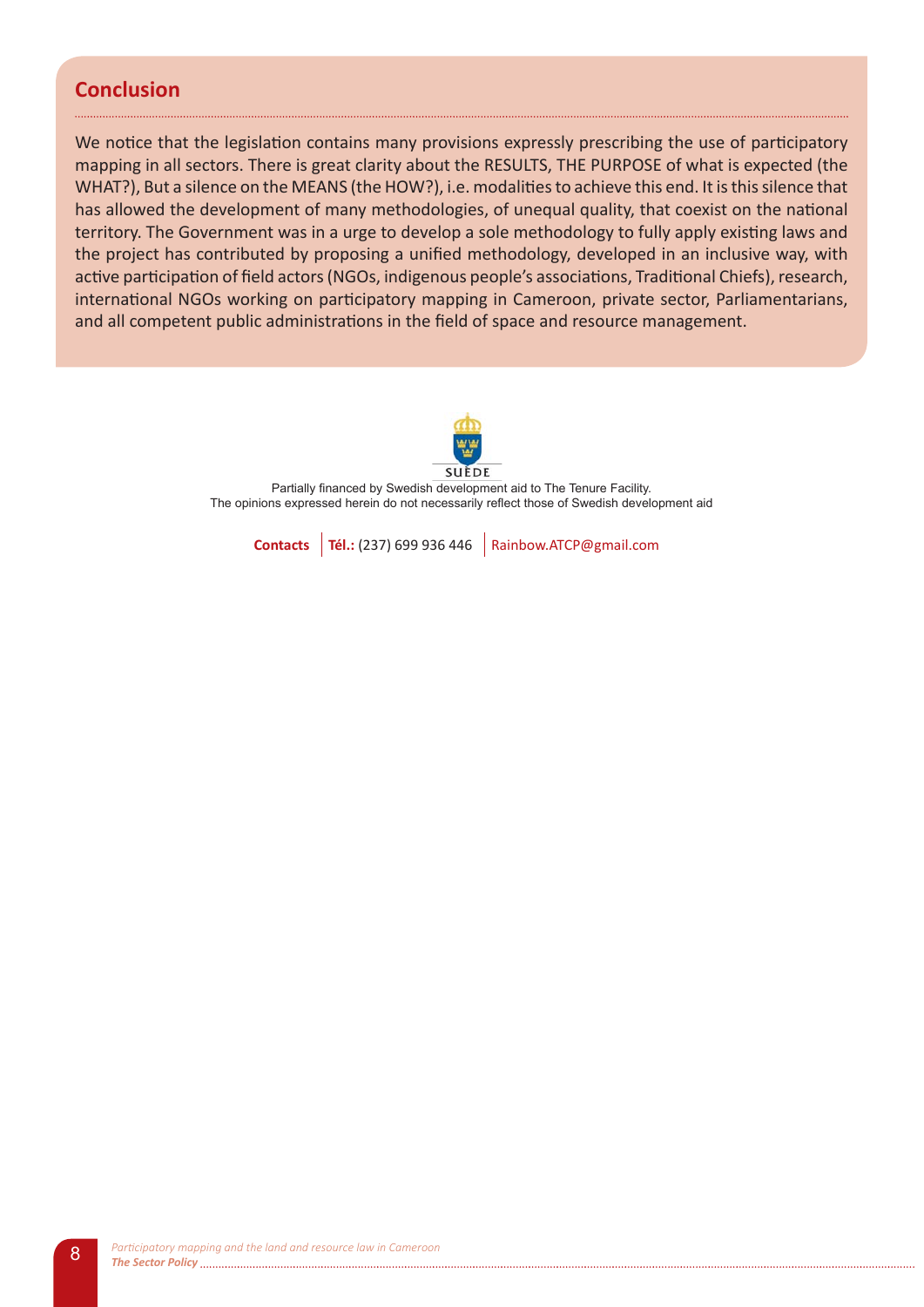## Conclusion

We notice that the legislation contains many provisions expressly prescribing the use of participatory mapping in all sectors. There is great clarity about the RESULTS, THE PURPOSE of what is expected (the WHAT?), But a silence on the MEANS (the HOW?), i.e. modalities to achieve this end. It is this silence that has allowed the development of many methodologies, of unequal quality, that coexist on the national territory. The Government was in a urge to develop a sole methodology to fully apply existing laws and the project has contributed by proposing a unified methodology, developed in an inclusive way, with active participation of field actors (NGOs, indigenous people's associations, Traditional Chiefs), research, international NGOs working on participatory mapping in Cameroon, private sector, Parliamentarians, and all competent public administrations in the field of space and resource management.

SUÈDE

Partially financed by Swedish development aid to The Tenure Facility.
The opinions expressed herein do not necessarily reflect those of Swedish development aid

**Contacts** | **Tél.:** (237) 699 936 446 | Rainbow.ATCP@gmail.com